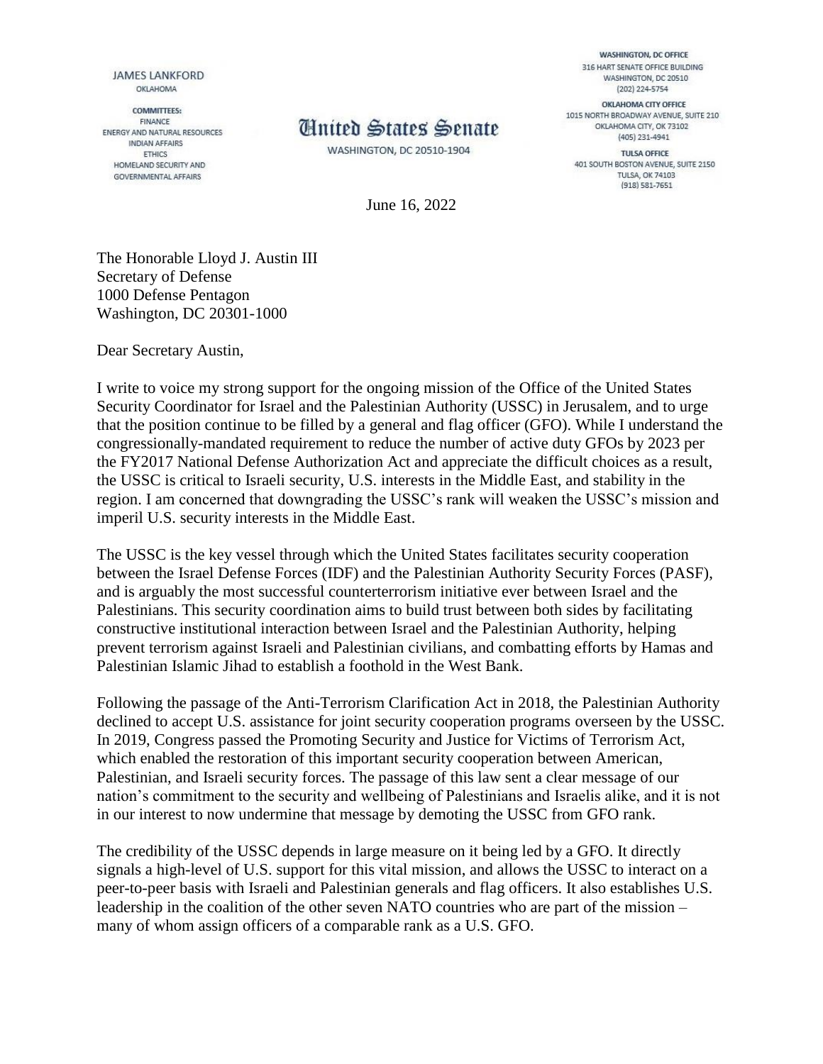JAMES LANKFORD
OKLAHOMA

COMMITTEES:
FINANCE
ENERGY AND NATURAL RESOURCES
INDIAN AFFAIRS
ETHICS
HOMELAND SECURITY AND
GOVERNMENTAL AFFAIRS

# United States Senate

WASHINGTON, DC 20510-1904

WASHINGTON, DC OFFICE
316 HART SENATE OFFICE BUILDING
WASHINGTON, DC 20510
(202) 224-5754

OKLAHOMA CITY OFFICE
1015 NORTH BROADWAY AVENUE, SUITE 210
OKLAHOMA CITY, OK 73102
(405) 231-4941

TULSA OFFICE
401 SOUTH BOSTON AVENUE, SUITE 2150
TULSA, OK 74103
(918) 581-7651

June 16, 2022

The Honorable Lloyd J. Austin III
Secretary of Defense
1000 Defense Pentagon
Washington, DC 20301-1000

Dear Secretary Austin,

I write to voice my strong support for the ongoing mission of the Office of the United States Security Coordinator for Israel and the Palestinian Authority (USSC) in Jerusalem, and to urge that the position continue to be filled by a general and flag officer (GFO). While I understand the congressionally-mandated requirement to reduce the number of active duty GFOs by 2023 per the FY2017 National Defense Authorization Act and appreciate the difficult choices as a result, the USSC is critical to Israeli security, U.S. interests in the Middle East, and stability in the region. I am concerned that downgrading the USSC's rank will weaken the USSC's mission and imperil U.S. security interests in the Middle East.

The USSC is the key vessel through which the United States facilitates security cooperation between the Israel Defense Forces (IDF) and the Palestinian Authority Security Forces (PASF), and is arguably the most successful counterterrorism initiative ever between Israel and the Palestinians. This security coordination aims to build trust between both sides by facilitating constructive institutional interaction between Israel and the Palestinian Authority, helping prevent terrorism against Israeli and Palestinian civilians, and combatting efforts by Hamas and Palestinian Islamic Jihad to establish a foothold in the West Bank.

Following the passage of the Anti-Terrorism Clarification Act in 2018, the Palestinian Authority declined to accept U.S. assistance for joint security cooperation programs overseen by the USSC. In 2019, Congress passed the Promoting Security and Justice for Victims of Terrorism Act, which enabled the restoration of this important security cooperation between American, Palestinian, and Israeli security forces. The passage of this law sent a clear message of our nation's commitment to the security and wellbeing of Palestinians and Israelis alike, and it is not in our interest to now undermine that message by demoting the USSC from GFO rank.

The credibility of the USSC depends in large measure on it being led by a GFO. It directly signals a high-level of U.S. support for this vital mission, and allows the USSC to interact on a peer-to-peer basis with Israeli and Palestinian generals and flag officers. It also establishes U.S. leadership in the coalition of the other seven NATO countries who are part of the mission – many of whom assign officers of a comparable rank as a U.S. GFO.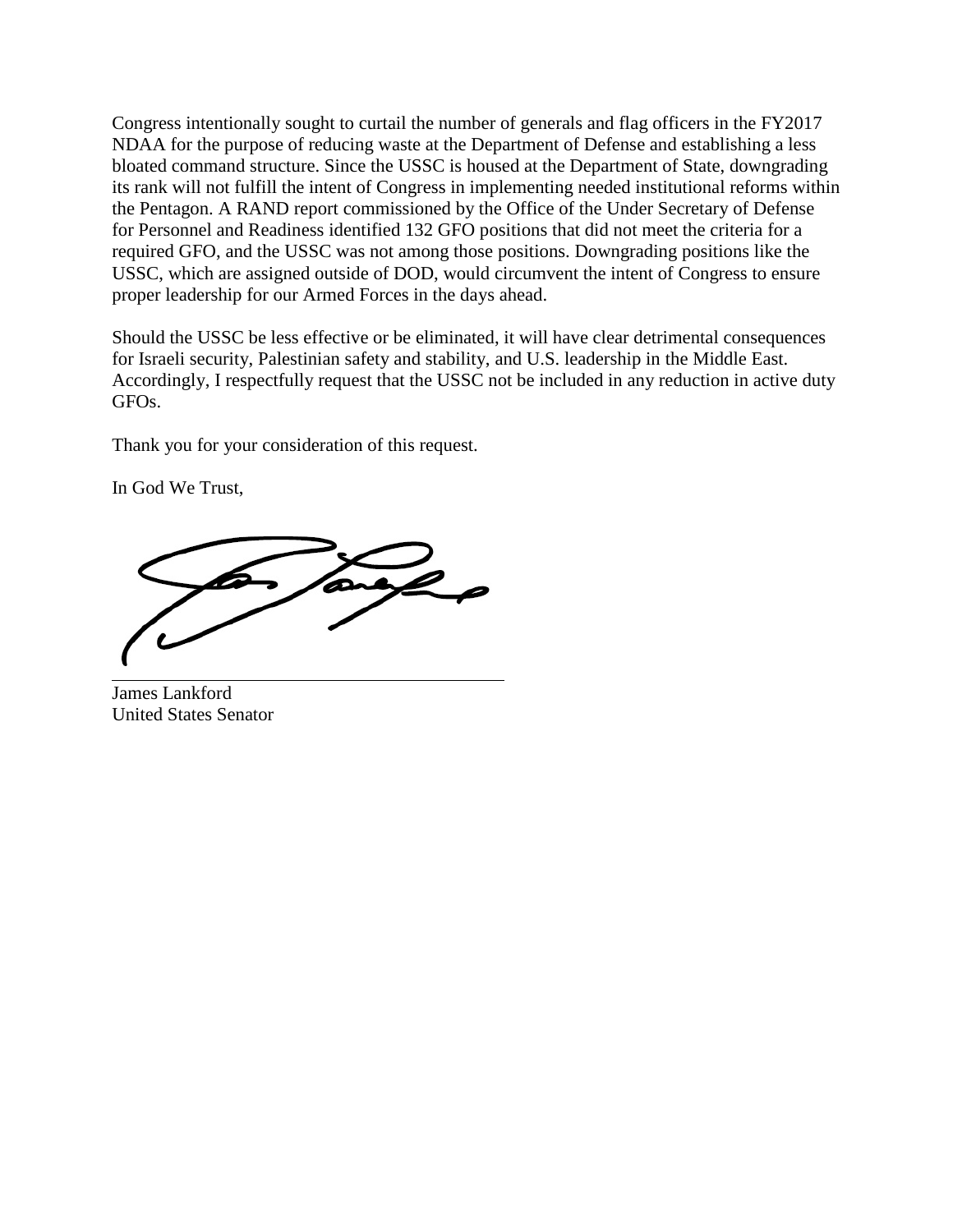Congress intentionally sought to curtail the number of generals and flag officers in the FY2017 NDAA for the purpose of reducing waste at the Department of Defense and establishing a less bloated command structure. Since the USSC is housed at the Department of State, downgrading its rank will not fulfill the intent of Congress in implementing needed institutional reforms within the Pentagon. A RAND report commissioned by the Office of the Under Secretary of Defense for Personnel and Readiness identified 132 GFO positions that did not meet the criteria for a required GFO, and the USSC was not among those positions. Downgrading positions like the USSC, which are assigned outside of DOD, would circumvent the intent of Congress to ensure proper leadership for our Armed Forces in the days ahead.

Should the USSC be less effective or be eliminated, it will have clear detrimental consequences for Israeli security, Palestinian safety and stability, and U.S. leadership in the Middle East. Accordingly, I respectfully request that the USSC not be included in any reduction in active duty GFOs.

Thank you for your consideration of this request.

In God We Trust,

James Lankford
United States Senator